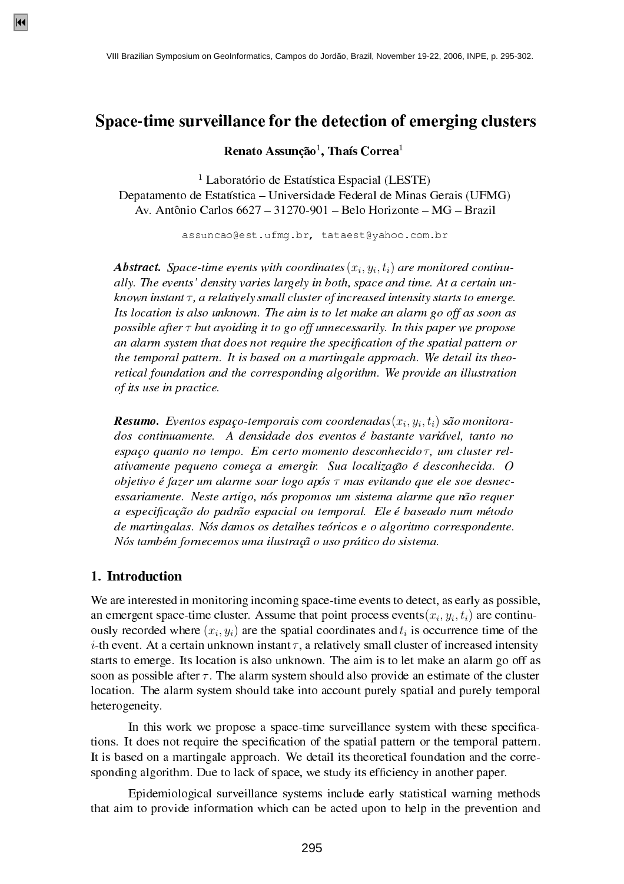# Space-time surveillance for the detection of emerging clusters

**Renato Assunção[1], Thaís Correa[1]**

[1] Laboratório de Estatística Espacial (LESTE)
Depatamento de Estatística – Universidade Federal de Minas Gerais (UFMG)
Av. Antônio Carlos 6627 – 31270-901 – Belo Horizonte – MG – Brazil

assuncao@est.ufmg.br, tataest@yahoo.com.br

***Abstract.*** *Space-time events with coordinates $(x_i, y_i, t_i)$ are monitored continually. The events' density varies largely in both, space and time. At a certain unknown instant $\tau$, a relatively small cluster of increased intensity starts to emerge. Its location is also unknown. The aim is to let make an alarm go off as soon as possible after $\tau$ but avoiding it to go off unnecessarily. In this paper we propose an alarm system that does not require the specification of the spatial pattern or the temporal pattern. It is based on a martingale approach. We detail its theoretical foundation and the corresponding algorithm. We provide an illustration of its use in practice.*

***Resumo.*** *Eventos espaço-temporais com coordenadas$(x_i, y_i, t_i)$ são monitorados continuamente. A densidade dos eventos é bastante variável, tanto no espaço quanto no tempo. Em certo momento desconhecido$\tau$, um cluster relativamente pequeno começa a emergir. Sua localização é desconhecida. O objetivo é fazer um alarme soar logo após $\tau$ mas evitando que ele soe desnecessariamente. Neste artigo, nós propomos um sistema alarme que não requer a especificação do padrão espacial ou temporal. Ele é baseado num método de martingalas. Nós damos os detalhes teóricos e o algoritmo correspondente. Nós também fornecemos uma ilustraçã o uso prático do sistema.*

## 1. Introduction

We are interested in monitoring incoming space-time events to detect, as early as possible, an emergent space-time cluster. Assume that point process events$(x_i, y_i, t_i)$ are continuously recorded where $(x_i, y_i)$ are the spatial coordinates and $t_i$ is occurrence time of the $i$-th event. At a certain unknown instant$\tau$, a relatively small cluster of increased intensity starts to emerge. Its location is also unknown. The aim is to let make an alarm go off as soon as possible after $\tau$. The alarm system should also provide an estimate of the cluster location. The alarm system should take into account purely spatial and purely temporal heterogeneity.

In this work we propose a space-time surveillance system with these specifications. It does not require the specification of the spatial pattern or the temporal pattern. It is based on a martingale approach. We detail its theoretical foundation and the corresponding algorithm. Due to lack of space, we study its efficiency in another paper.

Epidemiological surveillance systems include early statistical warning methods that aim to provide information which can be acted upon to help in the prevention and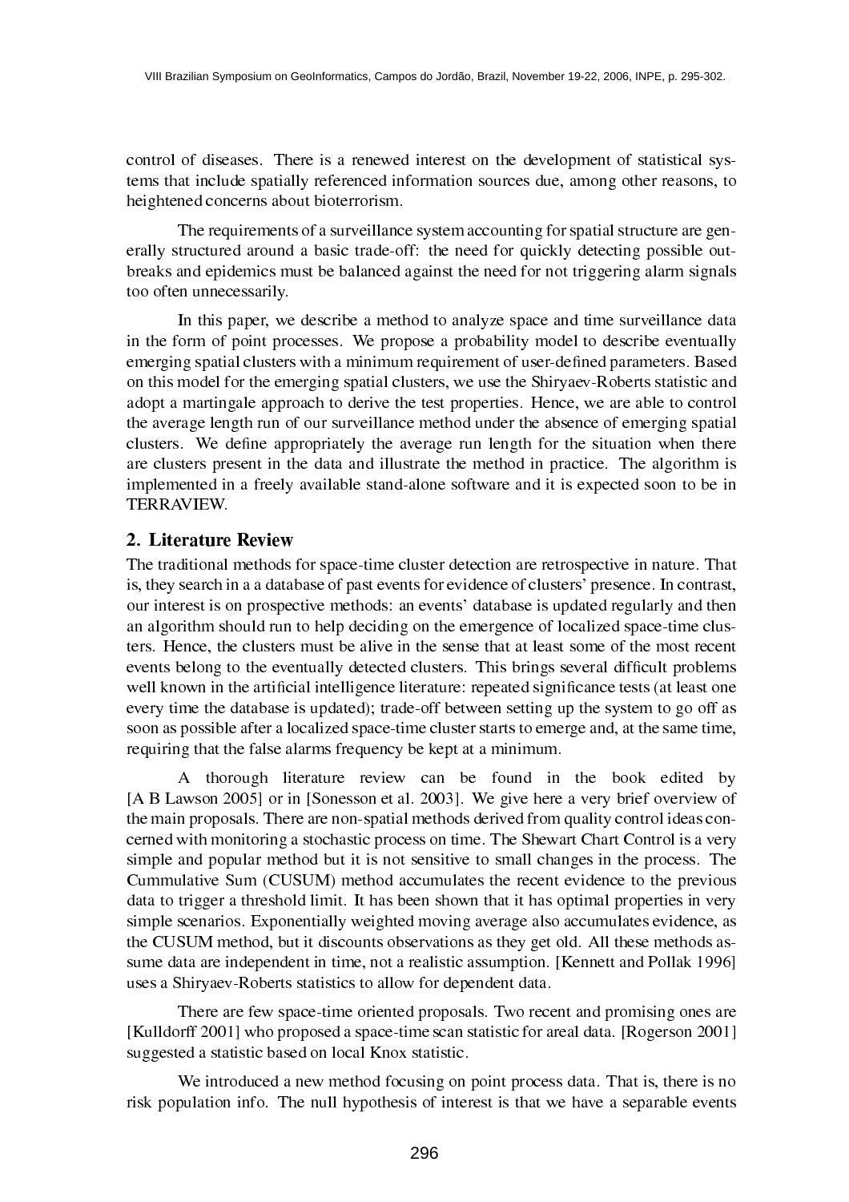control of diseases. There is a renewed interest on the development of statistical systems that include spatially referenced information sources due, among other reasons, to heightened concerns about bioterrorism.

The requirements of a surveillance system accounting for spatial structure are generally structured around a basic trade-off: the need for quickly detecting possible outbreaks and epidemics must be balanced against the need for not triggering alarm signals too often unnecessarily.

In this paper, we describe a method to analyze space and time surveillance data in the form of point processes. We propose a probability model to describe eventually emerging spatial clusters with a minimum requirement of user-defined parameters. Based on this model for the emerging spatial clusters, we use the Shiryaev-Roberts statistic and adopt a martingale approach to derive the test properties. Hence, we are able to control the average length run of our surveillance method under the absence of emerging spatial clusters. We define appropriately the average run length for the situation when there are clusters present in the data and illustrate the method in practice. The algorithm is implemented in a freely available stand-alone software and it is expected soon to be in TERRAVIEW.

## 2. Literature Review

The traditional methods for space-time cluster detection are retrospective in nature. That is, they search in a a database of past events for evidence of clusters' presence. In contrast, our interest is on prospective methods: an events' database is updated regularly and then an algorithm should run to help deciding on the emergence of localized space-time clusters. Hence, the clusters must be alive in the sense that at least some of the most recent events belong to the eventually detected clusters. This brings several difficult problems well known in the artificial intelligence literature: repeated significance tests (at least one every time the database is updated); trade-off between setting up the system to go off as soon as possible after a localized space-time cluster starts to emerge and, at the same time, requiring that the false alarms frequency be kept at a minimum.

A thorough literature review can be found in the book edited by [A B Lawson 2005] or in [Sonesson et al. 2003]. We give here a very brief overview of the main proposals. There are non-spatial methods derived from quality control ideas concerned with monitoring a stochastic process on time. The Shewart Chart Control is a very simple and popular method but it is not sensitive to small changes in the process. The Cummulative Sum (CUSUM) method accumulates the recent evidence to the previous data to trigger a threshold limit. It has been shown that it has optimal properties in very simple scenarios. Exponentially weighted moving average also accumulates evidence, as the CUSUM method, but it discounts observations as they get old. All these methods assume data are independent in time, not a realistic assumption. [Kennett and Pollak 1996] uses a Shiryaev-Roberts statistics to allow for dependent data.

There are few space-time oriented proposals. Two recent and promising ones are [Kulldorff 2001] who proposed a space-time scan statistic for areal data. [Rogerson 2001] suggested a statistic based on local Knox statistic.

We introduced a new method focusing on point process data. That is, there is no risk population info. The null hypothesis of interest is that we have a separable events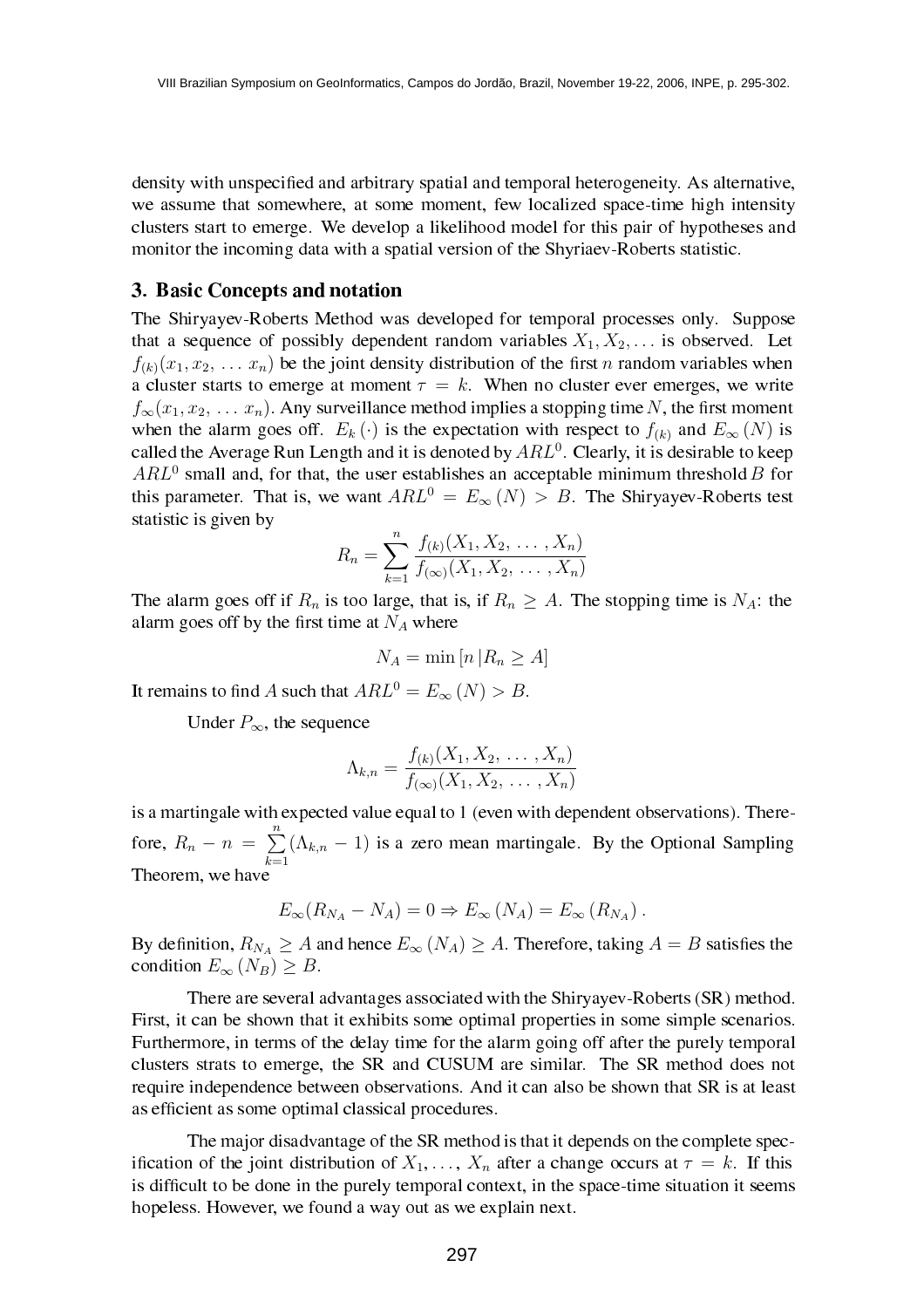density with unspecified and arbitrary spatial and temporal heterogeneity. As alternative, we assume that somewhere, at some moment, few localized space-time high intensity clusters start to emerge. We develop a likelihood model for this pair of hypotheses and monitor the incoming data with a spatial version of the Shyriaev-Roberts statistic.

## 3. Basic Concepts and notation

The Shiryayev-Roberts Method was developed for temporal processes only. Suppose that a sequence of possibly dependent random variables $X_1, X_2, \ldots$ is observed. Let $f_{(k)}(x_1, x_2, \ldots x_n)$ be the joint density distribution of the first $n$ random variables when a cluster starts to emerge at moment $\tau = k$. When no cluster ever emerges, we write $f_{\infty}(x_1, x_2, \ldots x_n)$. Any surveillance method implies a stopping time $N$, the first moment when the alarm goes off. $E_k(\cdot)$ is the expectation with respect to $f_{(k)}$ and $E_{\infty}(N)$ is called the Average Run Length and it is denoted by $ARL^0$. Clearly, it is desirable to keep $ARL^0$ small and, for that, the user establishes an acceptable minimum threshold $B$ for this parameter. That is, we want $ARL^0 = E_{\infty}(N) > B$. The Shiryayev-Roberts test statistic is given by

$$R_n = \sum_{k=1}^{n} \frac{f_{(k)}(X_1, X_2, \ldots, X_n)}{f_{(\infty)}(X_1, X_2, \ldots, X_n)}$$

The alarm goes off if $R_n$ is too large, that is, if $R_n \geq A$. The stopping time is $N_A$: the alarm goes off by the first time at $N_A$ where

$$N_A = \min\left[n \,| R_n \geq A\right]$$

It remains to find $A$ such that $ARL^0 = E_{\infty}(N) > B$.

Under $P_{\infty}$, the sequence

$$\Lambda_{k,n} = \frac{f_{(k)}(X_1, X_2, \ldots, X_n)}{f_{(\infty)}(X_1, X_2, \ldots, X_n)}$$

is a martingale with expected value equal to 1 (even with dependent observations). Therefore, $R_n - n = \sum_{k=1}^{n} (\Lambda_{k,n} - 1)$ is a zero mean martingale. By the Optional Sampling Theorem, we have

$$E_{\infty}(R_{N_A} - N_A) = 0 \Rightarrow E_{\infty}(N_A) = E_{\infty}(R_{N_A}).$$

By definition, $R_{N_A} \geq A$ and hence $E_{\infty}(N_A) \geq A$. Therefore, taking $A = B$ satisfies the condition $E_{\infty}(N_B) \geq B$.

There are several advantages associated with the Shiryayev-Roberts (SR) method. First, it can be shown that it exhibits some optimal properties in some simple scenarios. Furthermore, in terms of the delay time for the alarm going off after the purely temporal clusters strats to emerge, the SR and CUSUM are similar. The SR method does not require independence between observations. And it can also be shown that SR is at least as efficient as some optimal classical procedures.

The major disadvantage of the SR method is that it depends on the complete specification of the joint distribution of $X_1, \ldots, X_n$ after a change occurs at $\tau = k$. If this is difficult to be done in the purely temporal context, in the space-time situation it seems hopeless. However, we found a way out as we explain next.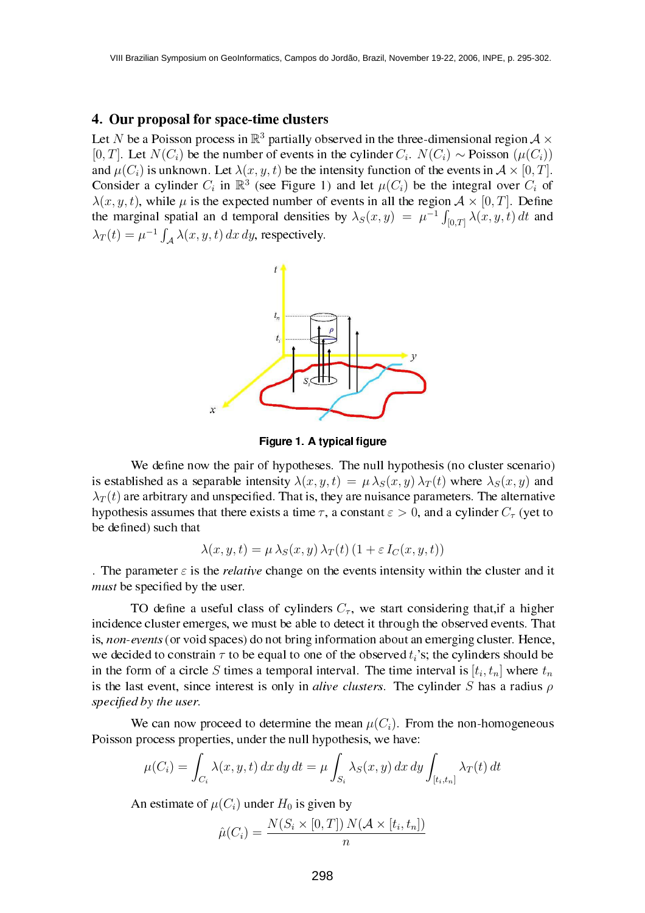## 4. Our proposal for space-time clusters

Let $N$ be a Poisson process in $\mathbb{R}^3$ partially observed in the three-dimensional region $\mathcal{A} \times [0, T]$. Let $N(C_i)$ be the number of events in the cylinder $C_i$. $N(C_i) \sim$ Poisson $(\mu(C_i))$ and $\mu(C_i)$ is unknown. Let $\lambda(x, y, t)$ be the intensity function of the events in $\mathcal{A} \times [0, T]$. Consider a cylinder $C_i$ in $\mathbb{R}^3$ (see Figure 1) and let $\mu(C_i)$ be the integral over $C_i$ of $\lambda(x, y, t)$, while $\mu$ is the expected number of events in all the region $\mathcal{A} \times [0, T]$. Define the marginal spatial an d temporal densities by $\lambda_S(x, y) = \mu^{-1} \int_{[0,T]} \lambda(x, y, t)\, dt$ and $\lambda_T(t) = \mu^{-1} \int_{\mathcal{A}} \lambda(x, y, t)\, dx\, dy$, respectively.

**Figure 1. A typical figure**

We define now the pair of hypotheses. The null hypothesis (no cluster scenario) is established as a separable intensity $\lambda(x, y, t) = \mu\, \lambda_S(x, y)\, \lambda_T(t)$ where $\lambda_S(x, y)$ and $\lambda_T(t)$ are arbitrary and unspecified. That is, they are nuisance parameters. The alternative hypothesis assumes that there exists a time $\tau$, a constant $\varepsilon > 0$, and a cylinder $C_\tau$ (yet to be defined) such that

$$\lambda(x, y, t) = \mu\, \lambda_S(x, y)\, \lambda_T(t)\, (1 + \varepsilon\, I_C(x, y, t))$$

. The parameter $\varepsilon$ is the *relative* change on the events intensity within the cluster and it *must* be specified by the user.

TO define a useful class of cylinders $C_\tau$, we start considering that,if a higher incidence cluster emerges, we must be able to detect it through the observed events. That is, *non-events* (or void spaces) do not bring information about an emerging cluster. Hence, we decided to constrain $\tau$ to be equal to one of the observed $t_i$'s; the cylinders should be in the form of a circle $S$ times a temporal interval. The time interval is $[t_i, t_n]$ where $t_n$ is the last event, since interest is only in *alive clusters*. The cylinder $S$ has a radius $\rho$ *specified by the user*.

We can now proceed to determine the mean $\mu(C_i)$. From the non-homogeneous Poisson process properties, under the null hypothesis, we have:

$$\mu(C_i) = \int_{C_i} \lambda(x, y, t)\, dx\, dy\, dt = \mu \int_{S_i} \lambda_S(x, y)\, dx\, dy \int_{[t_i, t_n]} \lambda_T(t)\, dt$$

An estimate of $\mu(C_i)$ under $H_0$ is given by

$$\hat{\mu}(C_i) = \frac{N(S_i \times [0, T])\, N(\mathcal{A} \times [t_i, t_n])}{n}$$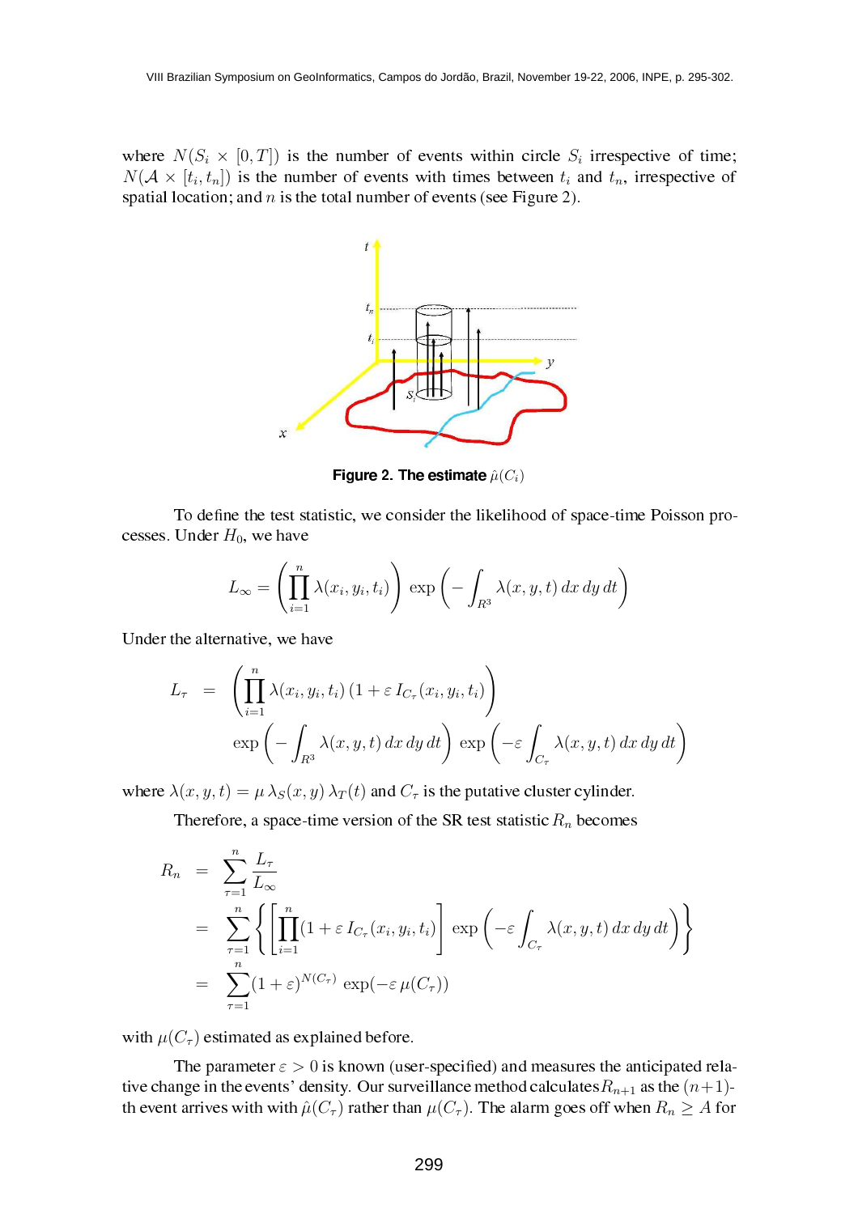where $N(S_i \times [0,T])$ is the number of events within circle $S_i$ irrespective of time; $N(\mathcal{A} \times [t_i, t_n])$ is the number of events with times between $t_i$ and $t_n$, irrespective of spatial location; and $n$ is the total number of events (see Figure 2).

**Figure 2. The estimate $\hat{\mu}(C_i)$**

To define the test statistic, we consider the likelihood of space-time Poisson processes. Under $H_0$, we have

$$L_\infty = \left( \prod_{i=1}^{n} \lambda(x_i, y_i, t_i) \right) \exp\left( - \int_{R^3} \lambda(x, y, t)\, dx\, dy\, dt \right)$$

Under the alternative, we have

$$\begin{aligned} L_\tau &= \left( \prod_{i=1}^{n} \lambda(x_i, y_i, t_i)\, (1 + \varepsilon\, I_{C_\tau}(x_i, y_i, t_i) \right) \\ &\quad \exp\left( - \int_{R^3} \lambda(x, y, t)\, dx\, dy\, dt \right) \exp\left( - \varepsilon \int_{C_\tau} \lambda(x, y, t)\, dx\, dy\, dt \right) \end{aligned}$$

where $\lambda(x, y, t) = \mu\, \lambda_S(x, y)\, \lambda_T(t)$ and $C_\tau$ is the putative cluster cylinder.

Therefore, a space-time version of the SR test statistic $R_n$ becomes

$$\begin{aligned} R_n &= \sum_{\tau=1}^{n} \frac{L_\tau}{L_\infty} \\ &= \sum_{\tau=1}^{n} \left\{ \left[ \prod_{i=1}^{n} (1 + \varepsilon\, I_{C_\tau}(x_i, y_i, t_i) \right] \exp\left( - \varepsilon \int_{C_\tau} \lambda(x, y, t)\, dx\, dy\, dt \right) \right\} \\ &= \sum_{\tau=1}^{n} (1 + \varepsilon)^{N(C_\tau)} \exp(-\varepsilon\, \mu(C_\tau)) \end{aligned}$$

with $\mu(C_\tau)$ estimated as explained before.

The parameter $\varepsilon > 0$ is known (user-specified) and measures the anticipated relative change in the events' density. Our surveillance method calculates $R_{n+1}$ as the $(n+1)$-th event arrives with with $\hat{\mu}(C_\tau)$ rather than $\mu(C_\tau)$. The alarm goes off when $R_n \geq A$ for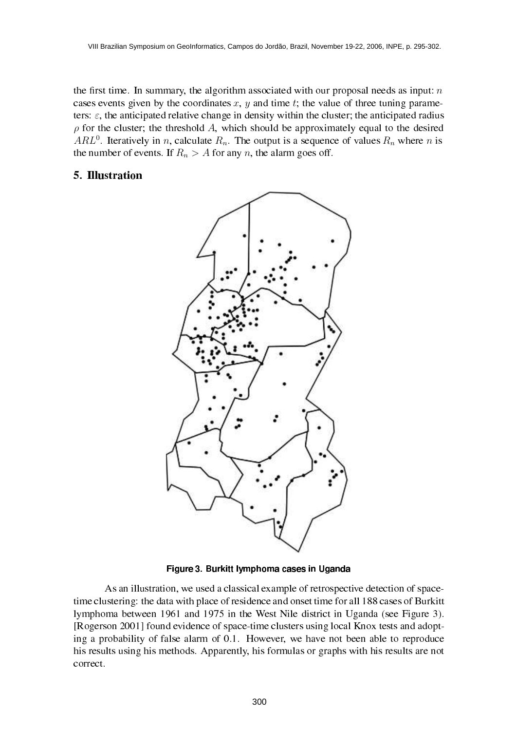the first time. In summary, the algorithm associated with our proposal needs as input: $n$ cases events given by the coordinates $x$, $y$ and time $t$; the value of three tuning parameters: $\varepsilon$, the anticipated relative change in density within the cluster; the anticipated radius $\rho$ for the cluster; the threshold $A$, which should be approximately equal to the desired $ARL^0$. Iteratively in $n$, calculate $R_n$. The output is a sequence of values $R_n$ where $n$ is the number of events. If $R_n > A$ for any $n$, the alarm goes off.

## 5. Illustration

**Figure 3. Burkitt lymphoma cases in Uganda**

As an illustration, we used a classical example of retrospective detection of space-time clustering: the data with place of residence and onset time for all 188 cases of Burkitt lymphoma between 1961 and 1975 in the West Nile district in Uganda (see Figure 3). [Rogerson 2001] found evidence of space-time clusters using local Knox tests and adopting a probability of false alarm of 0.1. However, we have not been able to reproduce his results using his methods. Apparently, his formulas or graphs with his results are not correct.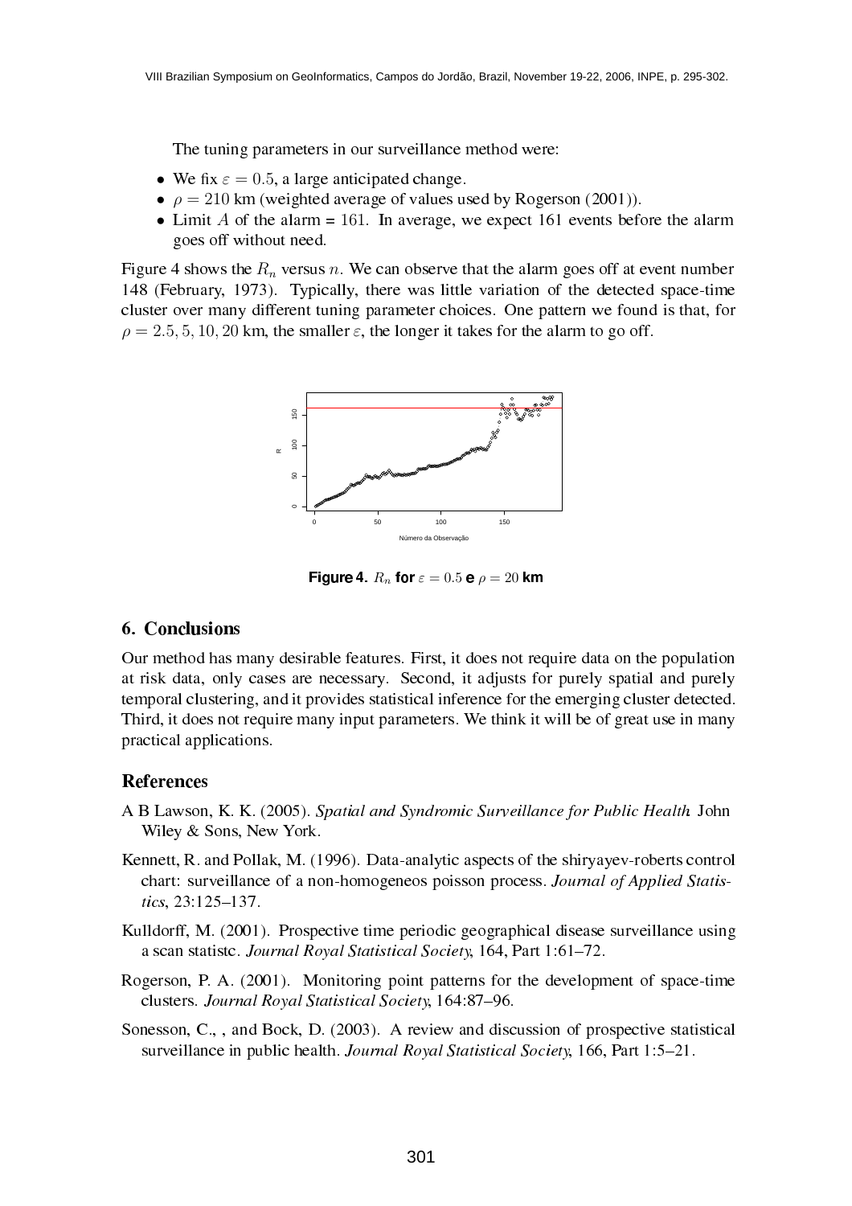The tuning parameters in our surveillance method were:

- We fix $\varepsilon = 0.5$, a large anticipated change.
- $\rho = 210$ km (weighted average of values used by Rogerson (2001)).
- Limit $A$ of the alarm = 161. In average, we expect 161 events before the alarm goes off without need.

Figure 4 shows the $R_n$ versus $n$. We can observe that the alarm goes off at event number 148 (February, 1973). Typically, there was little variation of the detected space-time cluster over many different tuning parameter choices. One pattern we found is that, for $\rho = 2.5, 5, 10, 20$ km, the smaller $\varepsilon$, the longer it takes for the alarm to go off.

R

0
50
100
150

0
50
100
150

Número da Observação

**Figure 4.** $R_n$ **for** $\varepsilon = 0.5$ **e** $\rho = 20$ **km**

## 6. Conclusions

Our method has many desirable features. First, it does not require data on the population at risk data, only cases are necessary. Second, it adjusts for purely spatial and purely temporal clustering, and it provides statistical inference for the emerging cluster detected. Third, it does not require many input parameters. We think it will be of great use in many practical applications.

## References

A B Lawson, K. K. (2005). *Spatial and Syndromic Surveillance for Public Health*. John Wiley & Sons, New York.

Kennett, R. and Pollak, M. (1996). Data-analytic aspects of the shiryayev-roberts control chart: surveillance of a non-homogeneos poisson process. *Journal of Applied Statistics*, 23:125–137.

Kulldorff, M. (2001). Prospective time periodic geographical disease surveillance using a scan statistc. *Journal Royal Statistical Society*, 164, Part 1:61–72.

Rogerson, P. A. (2001). Monitoring point patterns for the development of space-time clusters. *Journal Royal Statistical Society*, 164:87–96.

Sonesson, C., , and Bock, D. (2003). A review and discussion of prospective statistical surveillance in public health. *Journal Royal Statistical Society*, 166, Part 1:5–21.